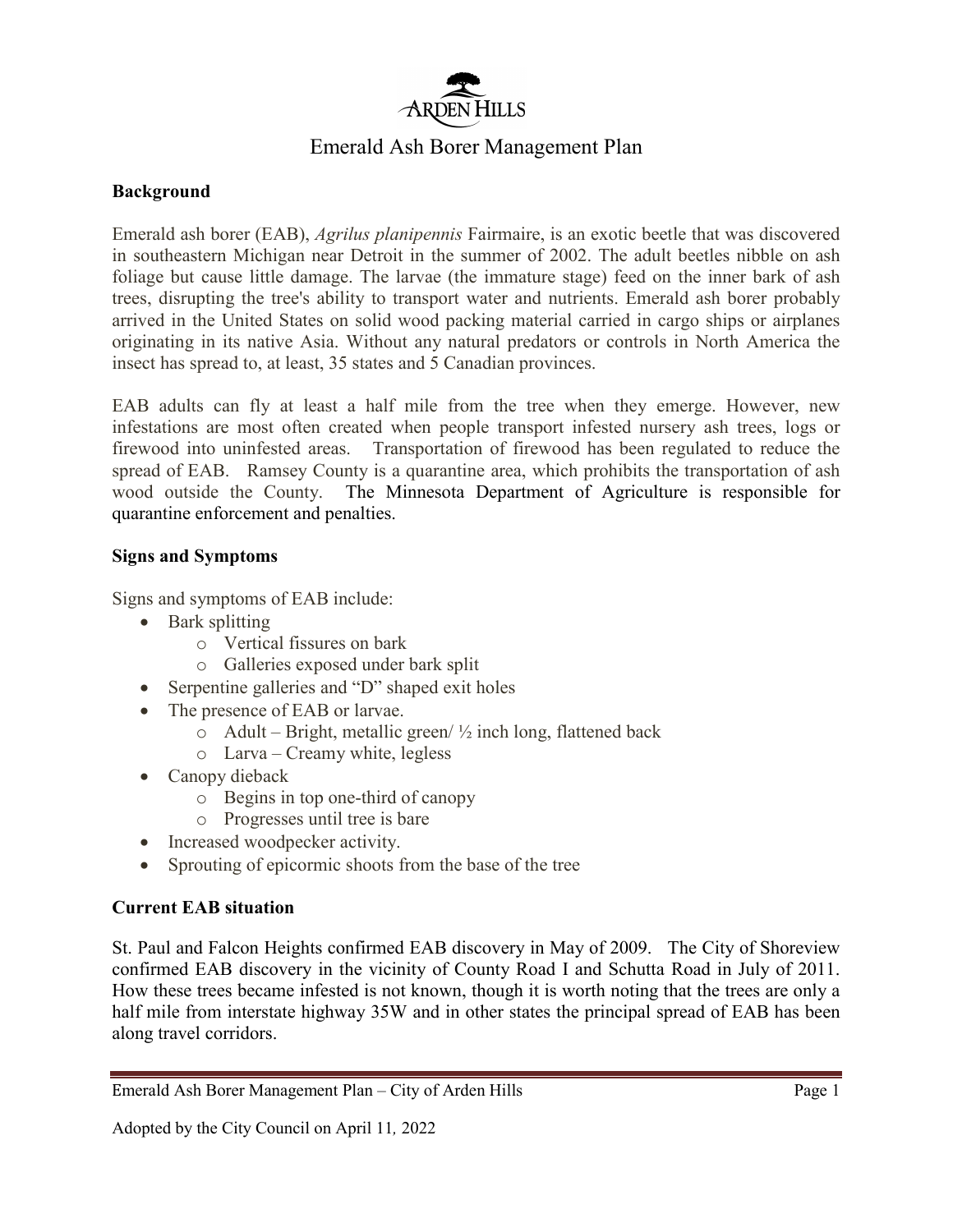# Emerald Ash Borer Management Plan

## Background

Emerald ash borer (EAB), *Agrilus planipennis* Fairmaire, is an exotic beetle that was discovered in southeastern Michigan near Detroit in the summer of 2002. The adult beetles nibble on ash foliage but cause little damage. The larvae (the immature stage) feed on the inner bark of ash trees, disrupting the tree's ability to transport water and nutrients. Emerald ash borer probably arrived in the United States on solid wood packing material carried in cargo ships or airplanes originating in its native Asia. Without any natural predators or controls in North America the insect has spread to, at least, 35 states and 5 Canadian provinces.

EAB adults can fly at least a half mile from the tree when they emerge. However, new infestations are most often created when people transport infested nursery ash trees, logs or firewood into uninfested areas. Transportation of firewood has been regulated to reduce the spread of EAB. Ramsey County is a quarantine area, which prohibits the transportation of ash wood outside the County. The Minnesota Department of Agriculture is responsible for quarantine enforcement and penalties.

## Signs and Symptoms

Signs and symptoms of EAB include:

- Bark splitting
  - Vertical fissures on bark
  - Galleries exposed under bark split
- Serpentine galleries and "D" shaped exit holes
- The presence of EAB or larvae.
  - Adult – Bright, metallic green/ ½ inch long, flattened back
  - Larva – Creamy white, legless
- Canopy dieback
  - Begins in top one-third of canopy
  - Progresses until tree is bare
- Increased woodpecker activity.
- Sprouting of epicormic shoots from the base of the tree

## Current EAB situation

St. Paul and Falcon Heights confirmed EAB discovery in May of 2009. The City of Shoreview confirmed EAB discovery in the vicinity of County Road I and Schutta Road in July of 2011. How these trees became infested is not known, though it is worth noting that the trees are only a half mile from interstate highway 35W and in other states the principal spread of EAB has been along travel corridors.

Adopted by the City Council on April 11, 2022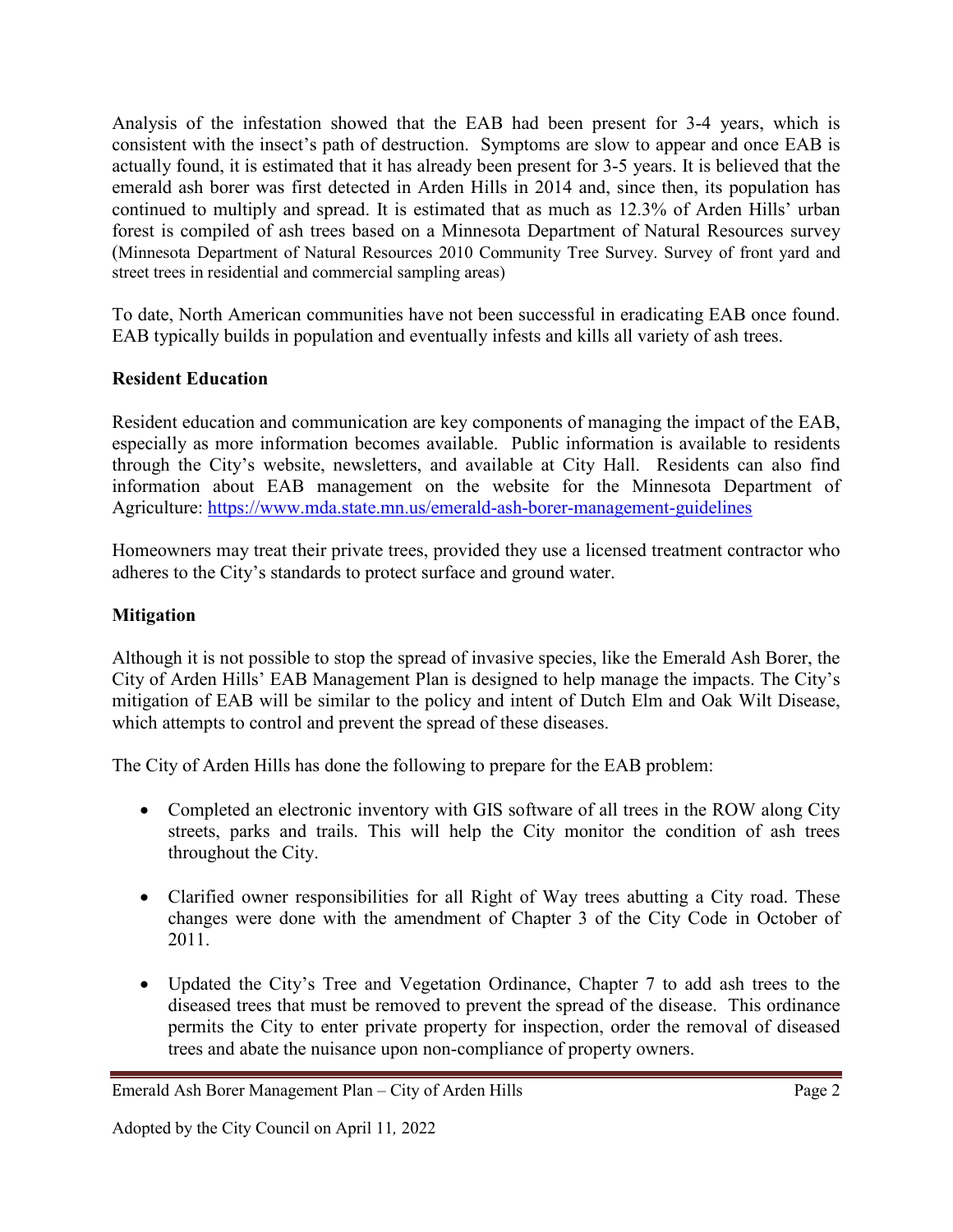Analysis of the infestation showed that the EAB had been present for 3-4 years, which is consistent with the insect's path of destruction. Symptoms are slow to appear and once EAB is actually found, it is estimated that it has already been present for 3-5 years. It is believed that the emerald ash borer was first detected in Arden Hills in 2014 and, since then, its population has continued to multiply and spread. It is estimated that as much as 12.3% of Arden Hills' urban forest is compiled of ash trees based on a Minnesota Department of Natural Resources survey (Minnesota Department of Natural Resources 2010 Community Tree Survey. Survey of front yard and street trees in residential and commercial sampling areas)

To date, North American communities have not been successful in eradicating EAB once found. EAB typically builds in population and eventually infests and kills all variety of ash trees.

**Resident Education**

Resident education and communication are key components of managing the impact of the EAB, especially as more information becomes available. Public information is available to residents through the City's website, newsletters, and available at City Hall. Residents can also find information about EAB management on the website for the Minnesota Department of Agriculture: https://www.mda.state.mn.us/emerald-ash-borer-management-guidelines

Homeowners may treat their private trees, provided they use a licensed treatment contractor who adheres to the City's standards to protect surface and ground water.

**Mitigation**

Although it is not possible to stop the spread of invasive species, like the Emerald Ash Borer, the City of Arden Hills' EAB Management Plan is designed to help manage the impacts. The City's mitigation of EAB will be similar to the policy and intent of Dutch Elm and Oak Wilt Disease, which attempts to control and prevent the spread of these diseases.

The City of Arden Hills has done the following to prepare for the EAB problem:

- Completed an electronic inventory with GIS software of all trees in the ROW along City streets, parks and trails. This will help the City monitor the condition of ash trees throughout the City.
- Clarified owner responsibilities for all Right of Way trees abutting a City road. These changes were done with the amendment of Chapter 3 of the City Code in October of 2011.
- Updated the City's Tree and Vegetation Ordinance, Chapter 7 to add ash trees to the diseased trees that must be removed to prevent the spread of the disease. This ordinance permits the City to enter private property for inspection, order the removal of diseased trees and abate the nuisance upon non-compliance of property owners.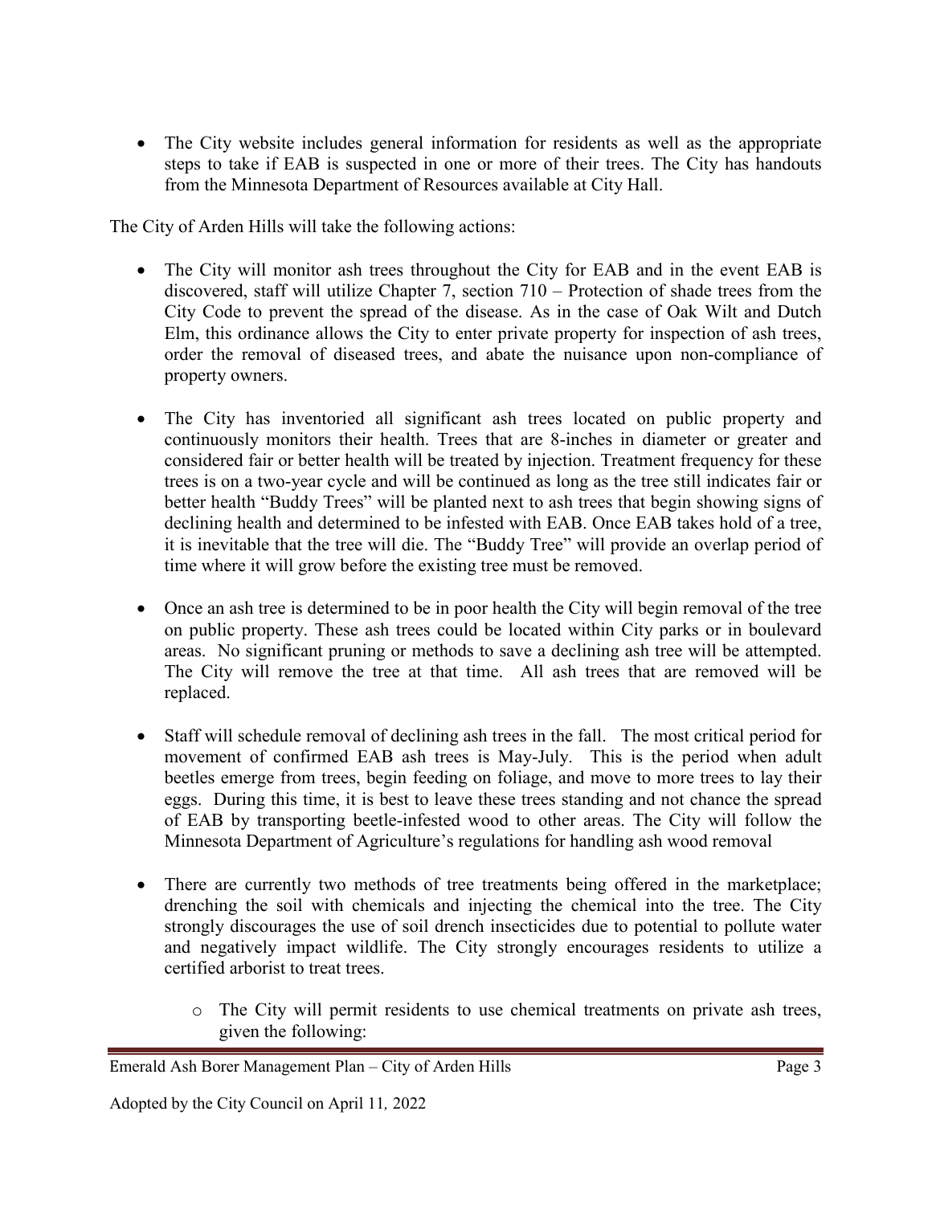- The City website includes general information for residents as well as the appropriate steps to take if EAB is suspected in one or more of their trees. The City has handouts from the Minnesota Department of Resources available at City Hall.

The City of Arden Hills will take the following actions:

- The City will monitor ash trees throughout the City for EAB and in the event EAB is discovered, staff will utilize Chapter 7, section 710 – Protection of shade trees from the City Code to prevent the spread of the disease. As in the case of Oak Wilt and Dutch Elm, this ordinance allows the City to enter private property for inspection of ash trees, order the removal of diseased trees, and abate the nuisance upon non-compliance of property owners.

- The City has inventoried all significant ash trees located on public property and continuously monitors their health. Trees that are 8-inches in diameter or greater and considered fair or better health will be treated by injection. Treatment frequency for these trees is on a two-year cycle and will be continued as long as the tree still indicates fair or better health "Buddy Trees" will be planted next to ash trees that begin showing signs of declining health and determined to be infested with EAB. Once EAB takes hold of a tree, it is inevitable that the tree will die. The "Buddy Tree" will provide an overlap period of time where it will grow before the existing tree must be removed.

- Once an ash tree is determined to be in poor health the City will begin removal of the tree on public property. These ash trees could be located within City parks or in boulevard areas. No significant pruning or methods to save a declining ash tree will be attempted. The City will remove the tree at that time. All ash trees that are removed will be replaced.

- Staff will schedule removal of declining ash trees in the fall. The most critical period for movement of confirmed EAB ash trees is May-July. This is the period when adult beetles emerge from trees, begin feeding on foliage, and move to more trees to lay their eggs. During this time, it is best to leave these trees standing and not chance the spread of EAB by transporting beetle-infested wood to other areas. The City will follow the Minnesota Department of Agriculture's regulations for handling ash wood removal

- There are currently two methods of tree treatments being offered in the marketplace; drenching the soil with chemicals and injecting the chemical into the tree. The City strongly discourages the use of soil drench insecticides due to potential to pollute water and negatively impact wildlife. The City strongly encourages residents to utilize a certified arborist to treat trees.

    - The City will permit residents to use chemical treatments on private ash trees, given the following: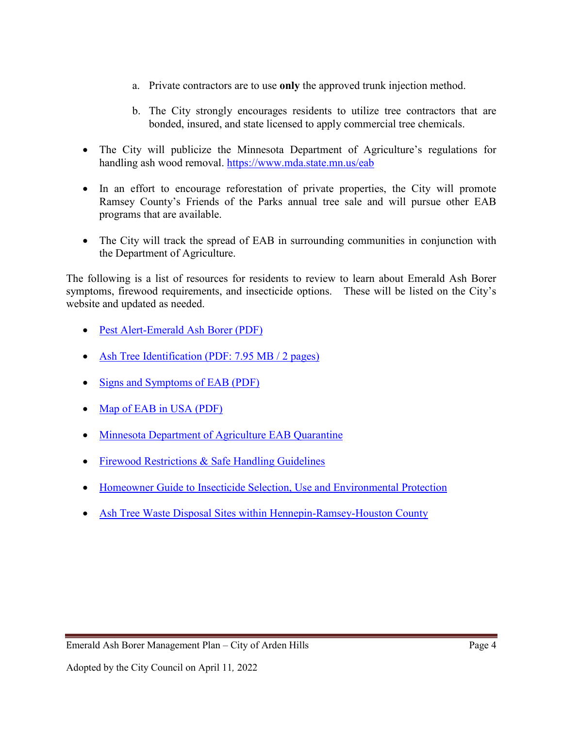a. Private contractors are to use **only** the approved trunk injection method.

   b. The City strongly encourages residents to utilize tree contractors that are bonded, insured, and state licensed to apply commercial tree chemicals.

- The City will publicize the Minnesota Department of Agriculture's regulations for handling ash wood removal. https://www.mda.state.mn.us/eab

- In an effort to encourage reforestation of private properties, the City will promote Ramsey County's Friends of the Parks annual tree sale and will pursue other EAB programs that are available.

- The City will track the spread of EAB in surrounding communities in conjunction with the Department of Agriculture.

The following is a list of resources for residents to review to learn about Emerald Ash Borer symptoms, firewood requirements, and insecticide options. These will be listed on the City's website and updated as needed.

- Pest Alert-Emerald Ash Borer (PDF)

- Ash Tree Identification (PDF: 7.95 MB / 2 pages)

- Signs and Symptoms of EAB (PDF)

- Map of EAB in USA (PDF)

- Minnesota Department of Agriculture EAB Quarantine

- Firewood Restrictions & Safe Handling Guidelines

- Homeowner Guide to Insecticide Selection, Use and Environmental Protection

- Ash Tree Waste Disposal Sites within Hennepin-Ramsey-Houston County

Adopted by the City Council on April 11, 2022